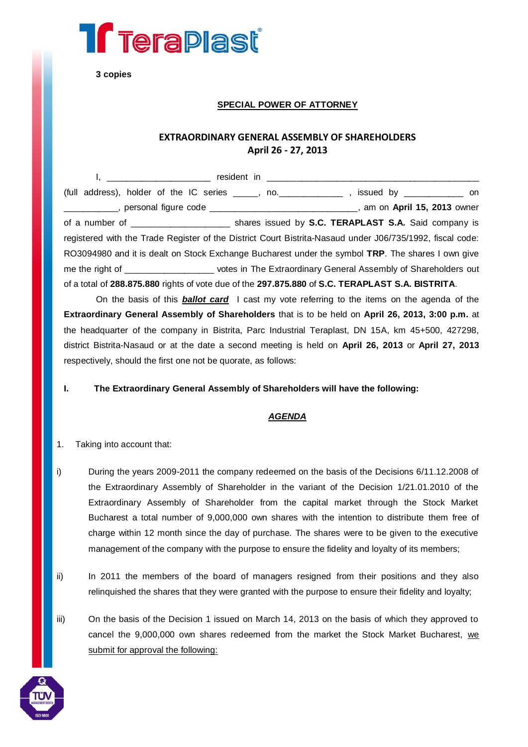**3 copies**

## SPECIAL POWER OF ATTORNEY

### EXTRAORDINARY GENERAL ASSEMBLY OF SHAREHOLDERS
### April 26 - 27, 2013

I, ____________________ resident in ________________________________________ (full address), holder of the IC series _____, no.____________ , issued by ___________ on ___________, personal figure code ____________________________, am on **April 15, 2013** owner of a number of ___________________ shares issued by **S.C. TERAPLAST S.A.** Said company is registered with the Trade Register of the District Court Bistrita-Nasaud under J06/735/1992, fiscal code: RO3094980 and it is dealt on Stock Exchange Bucharest under the symbol **TRP**. The shares I own give me the right of _________________ votes in The Extraordinary General Assembly of Shareholders out of a total of **288.875.880** rights of vote due of the **297.875.880** of **S.C. TERAPLAST S.A. BISTRITA**.

On the basis of this ***ballot card*** I cast my vote referring to the items on the agenda of the **Extraordinary General Assembly of Shareholders** that is to be held on **April 26, 2013, 3:00 p.m.** at the headquarter of the company in Bistrita, Parc Industrial Teraplast, DN 15A, km 45+500, 427298, district Bistrita-Nasaud or at the date a second meeting is held on **April 26, 2013** or **April 27, 2013** respectively, should the first one not be quorate, as follows:

**I. The Extraordinary General Assembly of Shareholders will have the following:**

***AGENDA***

1. Taking into account that:

i) During the years 2009-2011 the company redeemed on the basis of the Decisions 6/11.12.2008 of the Extraordinary Assembly of Shareholder in the variant of the Decision 1/21.01.2010 of the Extraordinary Assembly of Shareholder from the capital market through the Stock Market Bucharest a total number of 9,000,000 own shares with the intention to distribute them free of charge within 12 month since the day of purchase. The shares were to be given to the executive management of the company with the purpose to ensure the fidelity and loyalty of its members;

ii) In 2011 the members of the board of managers resigned from their positions and they also relinquished the shares that they were granted with the purpose to ensure their fidelity and loyalty;

iii) On the basis of the Decision 1 issued on March 14, 2013 on the basis of which they approved to cancel the 9,000,000 own shares redeemed from the market the Stock Market Bucharest, <u>we submit for approval the following:</u>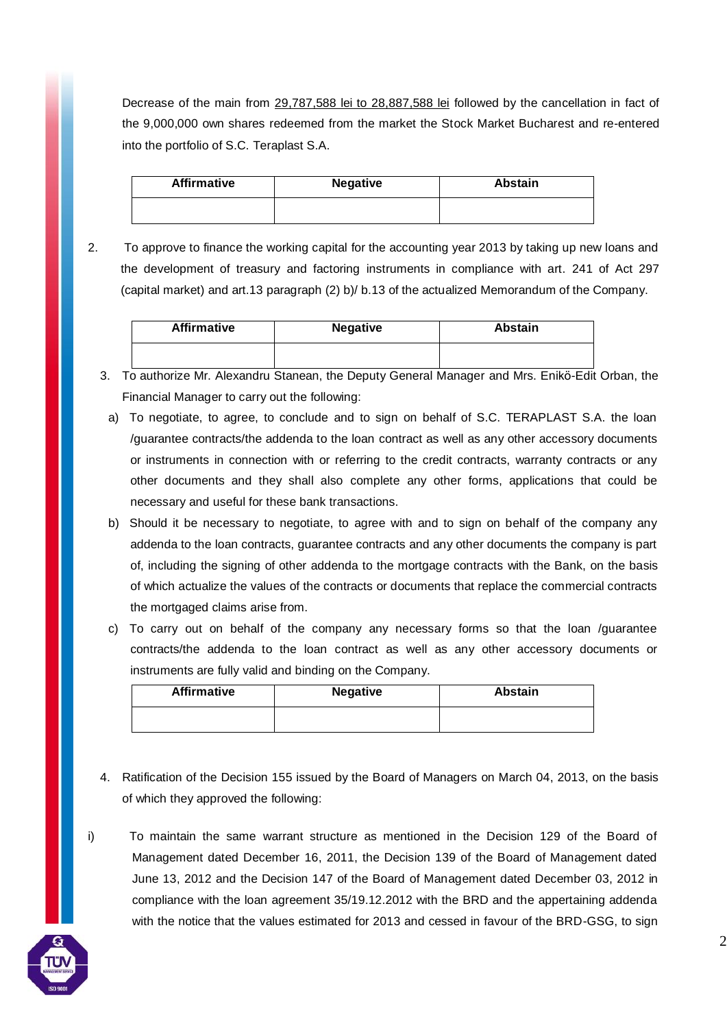Decrease of the main from 29,787,588 lei to 28,887,588 lei followed by the cancellation in fact of the 9,000,000 own shares redeemed from the market the Stock Market Bucharest and re-entered into the portfolio of S.C. Teraplast S.A.

| Affirmative | Negative | Abstain |
|---|---|---|
| | | |

2. To approve to finance the working capital for the accounting year 2013 by taking up new loans and the development of treasury and factoring instruments in compliance with art. 241 of Act 297 (capital market) and art.13 paragraph (2) b)/ b.13 of the actualized Memorandum of the Company.

| Affirmative | Negative | Abstain |
|---|---|---|
| | | |

3. To authorize Mr. Alexandru Stanean, the Deputy General Manager and Mrs. Enikö-Edit Orban, the Financial Manager to carry out the following:

   a) To negotiate, to agree, to conclude and to sign on behalf of S.C. TERAPLAST S.A. the loan /guarantee contracts/the addenda to the loan contract as well as any other accessory documents or instruments in connection with or referring to the credit contracts, warranty contracts or any other documents and they shall also complete any other forms, applications that could be necessary and useful for these bank transactions.

   b) Should it be necessary to negotiate, to agree with and to sign on behalf of the company any addenda to the loan contracts, guarantee contracts and any other documents the company is part of, including the signing of other addenda to the mortgage contracts with the Bank, on the basis of which actualize the values of the contracts or documents that replace the commercial contracts the mortgaged claims arise from.

   c) To carry out on behalf of the company any necessary forms so that the loan /guarantee contracts/the addenda to the loan contract as well as any other accessory documents or instruments are fully valid and binding on the Company.

| Affirmative | Negative | Abstain |
|---|---|---|
| | | |

4. Ratification of the Decision 155 issued by the Board of Managers on March 04, 2013, on the basis of which they approved the following:

i) To maintain the same warrant structure as mentioned in the Decision 129 of the Board of Management dated December 16, 2011, the Decision 139 of the Board of Management dated June 13, 2012 and the Decision 147 of the Board of Management dated December 03, 2012 in compliance with the loan agreement 35/19.12.2012 with the BRD and the appertaining addenda with the notice that the values estimated for 2013 and cessed in favour of the BRD-GSG, to sign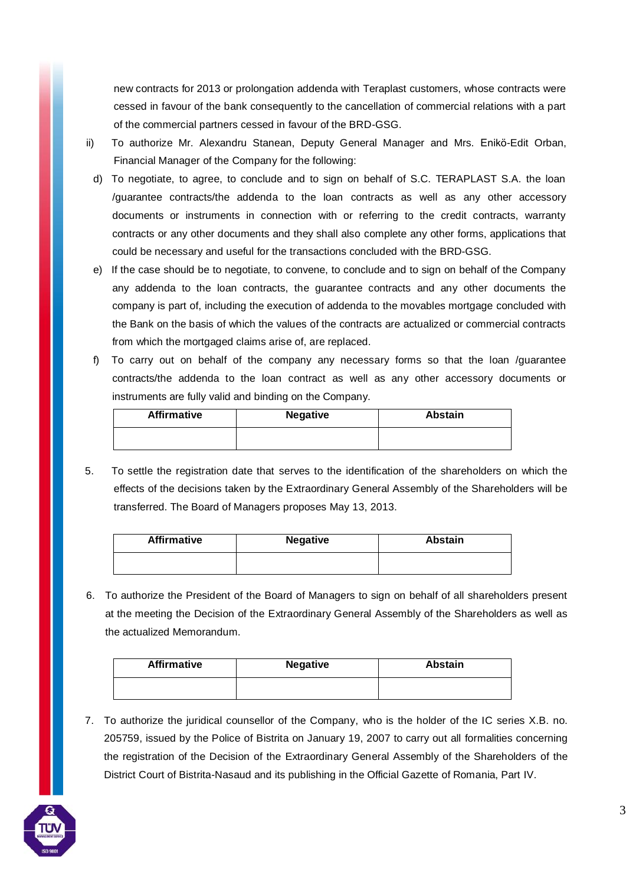new contracts for 2013 or prolongation addenda with Teraplast customers, whose contracts were cessed in favour of the bank consequently to the cancellation of commercial relations with a part of the commercial partners cessed in favour of the BRD-GSG.

ii) To authorize Mr. Alexandru Stanean, Deputy General Manager and Mrs. Enikö-Edit Orban, Financial Manager of the Company for the following:

d) To negotiate, to agree, to conclude and to sign on behalf of S.C. TERAPLAST S.A. the loan /guarantee contracts/the addenda to the loan contracts as well as any other accessory documents or instruments in connection with or referring to the credit contracts, warranty contracts or any other documents and they shall also complete any other forms, applications that could be necessary and useful for the transactions concluded with the BRD-GSG.

e) If the case should be to negotiate, to convene, to conclude and to sign on behalf of the Company any addenda to the loan contracts, the guarantee contracts and any other documents the company is part of, including the execution of addenda to the movables mortgage concluded with the Bank on the basis of which the values of the contracts are actualized or commercial contracts from which the mortgaged claims arise of, are replaced.

f) To carry out on behalf of the company any necessary forms so that the loan /guarantee contracts/the addenda to the loan contract as well as any other accessory documents or instruments are fully valid and binding on the Company.

| Affirmative | Negative | Abstain |
|---|---|---|
| | | |

5. To settle the registration date that serves to the identification of the shareholders on which the effects of the decisions taken by the Extraordinary General Assembly of the Shareholders will be transferred. The Board of Managers proposes May 13, 2013.

| Affirmative | Negative | Abstain |
|---|---|---|
| | | |

6. To authorize the President of the Board of Managers to sign on behalf of all shareholders present at the meeting the Decision of the Extraordinary General Assembly of the Shareholders as well as the actualized Memorandum.

| Affirmative | Negative | Abstain |
|---|---|---|
| | | |

7. To authorize the juridical counsellor of the Company, who is the holder of the IC series X.B. no. 205759, issued by the Police of Bistrita on January 19, 2007 to carry out all formalities concerning the registration of the Decision of the Extraordinary General Assembly of the Shareholders of the District Court of Bistrita-Nasaud and its publishing in the Official Gazette of Romania, Part IV.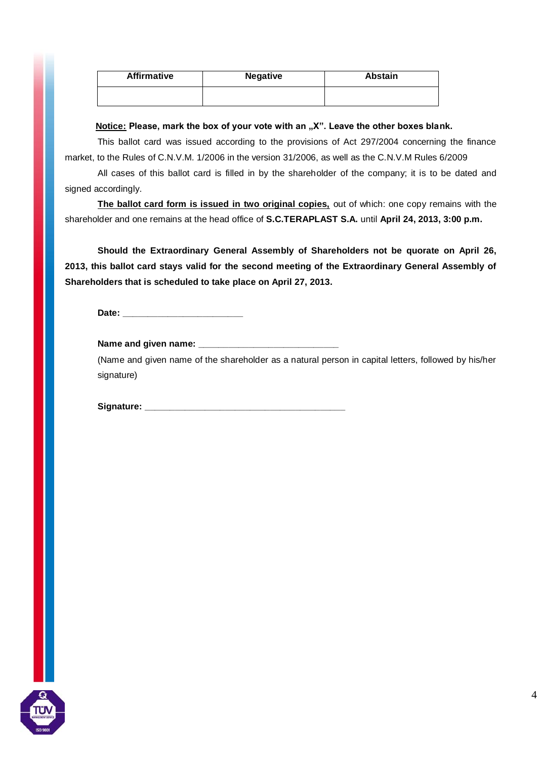| Affirmative | Negative | Abstain |
|---|---|---|
| | | |

**Notice:** **Please, mark the box of your vote with an „X". Leave the other boxes blank.**

This ballot card was issued according to the provisions of Act 297/2004 concerning the finance market, to the Rules of C.N.V.M. 1/2006 in the version 31/2006, as well as the C.N.V.M Rules 6/2009

All cases of this ballot card is filled in by the shareholder of the company; it is to be dated and signed accordingly.

**The ballot card form is issued in two original copies,** out of which: one copy remains with the shareholder and one remains at the head office of **S.C.TERAPLAST S.A.** until **April 24, 2013, 3:00 p.m.**

**Should the Extraordinary General Assembly of Shareholders not be quorate on April 26, 2013, this ballot card stays valid for the second meeting of the Extraordinary General Assembly of Shareholders that is scheduled to take place on April 27, 2013.**

**Date:** ________________________

**Name and given name:** ____________________________

(Name and given name of the shareholder as a natural person in capital letters, followed by his/her signature)

**Signature:** ________________________________________